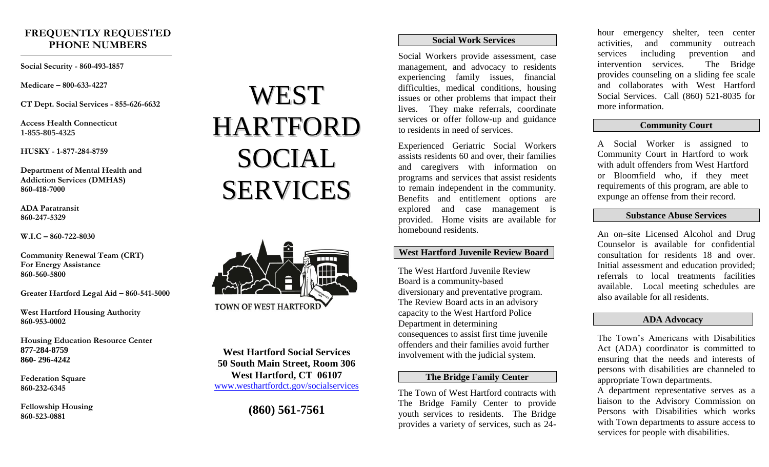## FREQUENTLY REQUESTED PHONE NUMBERS

**Social Security - 860-493-1857**

**Medicare – 800-633-4227**

**CT Dept. Social Services - 855-626-6632**

**Access Health Connecticut**
**1-855-805-4325**

**HUSKY - 1-877-284-8759**

**Department of Mental Health and Addiction Services (DMHAS)**
**860-418-7000**

**ADA Paratransit**
**860-247-5329**

**W.I.C – 860-722-8030**

**Community Renewal Team (CRT) For Energy Assistance**
**860-560-5800**

**Greater Hartford Legal Aid – 860-541-5000**

**West Hartford Housing Authority**
**860-953-0002**

**Housing Education Resource Center**
**877-284-8759**
**860- 296-4242**

**Federation Square**
**860-232-6345**

**Fellowship Housing**
**860-523-0881**

# WEST HARTFORD SOCIAL SERVICES

TOWN OF WEST HARTFORD

**West Hartford Social Services**
**50 South Main Street, Room 306**
**West Hartford, CT 06107**
www.westhartfordct.gov/socialservices

**(860) 561-7561**

### Social Work Services

Social Workers provide assessment, case management, and advocacy to residents experiencing family issues, financial difficulties, medical conditions, housing issues or other problems that impact their lives. They make referrals, coordinate services or offer follow-up and guidance to residents in need of services.

Experienced Geriatric Social Workers assists residents 60 and over, their families and caregivers with information on programs and services that assist residents to remain independent in the community. Benefits and entitlement options are explored and case management is provided. Home visits are available for homebound residents.

### West Hartford Juvenile Review Board

The West Hartford Juvenile Review Board is a community-based diversionary and preventative program. The Review Board acts in an advisory capacity to the West Hartford Police Department in determining consequences to assist first time juvenile offenders and their families avoid further involvement with the judicial system.

### The Bridge Family Center

The Town of West Hartford contracts with The Bridge Family Center to provide youth services to residents. The Bridge provides a variety of services, such as 24-hour emergency shelter, teen center activities, and community outreach services including prevention and intervention services. The Bridge provides counseling on a sliding fee scale and collaborates with West Hartford Social Services. Call (860) 521-8035 for more information.

### Community Court

A Social Worker is assigned to Community Court in Hartford to work with adult offenders from West Hartford or Bloomfield who, if they meet requirements of this program, are able to expunge an offense from their record.

### Substance Abuse Services

An on–site Licensed Alcohol and Drug Counselor is available for confidential consultation for residents 18 and over. Initial assessment and education provided; referrals to local treatments facilities available. Local meeting schedules are also available for all residents.

### ADA Advocacy

The Town's Americans with Disabilities Act (ADA) coordinator is committed to ensuring that the needs and interests of persons with disabilities are channeled to appropriate Town departments.

A department representative serves as a liaison to the Advisory Commission on Persons with Disabilities which works with Town departments to assure access to services for people with disabilities.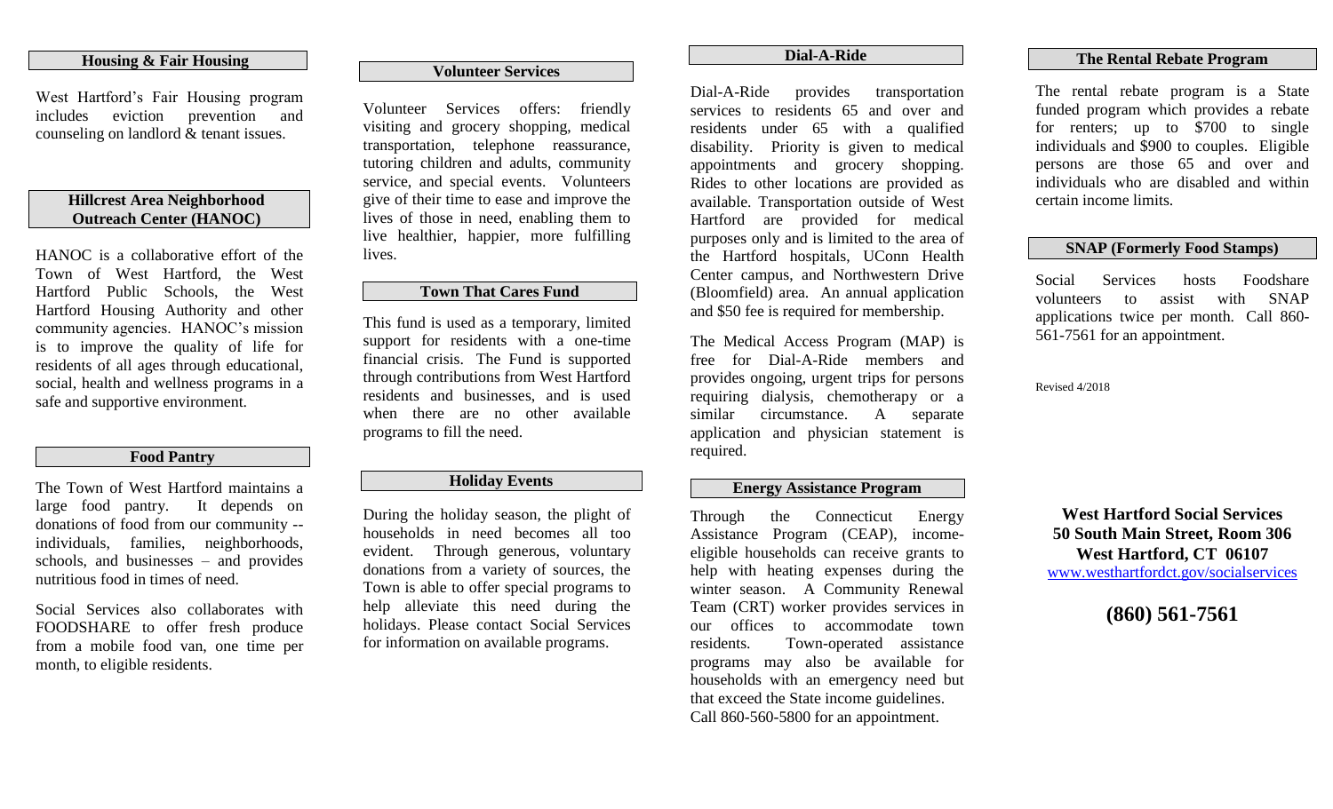## Housing & Fair Housing

West Hartford's Fair Housing program includes eviction prevention and counseling on landlord & tenant issues.

## Hillcrest Area Neighborhood Outreach Center (HANOC)

HANOC is a collaborative effort of the Town of West Hartford, the West Hartford Public Schools, the West Hartford Housing Authority and other community agencies. HANOC's mission is to improve the quality of life for residents of all ages through educational, social, health and wellness programs in a safe and supportive environment.

## Food Pantry

The Town of West Hartford maintains a large food pantry. It depends on donations of food from our community -- individuals, families, neighborhoods, schools, and businesses – and provides nutritious food in times of need.

Social Services also collaborates with FOODSHARE to offer fresh produce from a mobile food van, one time per month, to eligible residents.

## Volunteer Services

Volunteer Services offers: friendly visiting and grocery shopping, medical transportation, telephone reassurance, tutoring children and adults, community service, and special events. Volunteers give of their time to ease and improve the lives of those in need, enabling them to live healthier, happier, more fulfilling lives.

## Town That Cares Fund

This fund is used as a temporary, limited support for residents with a one-time financial crisis. The Fund is supported through contributions from West Hartford residents and businesses, and is used when there are no other available programs to fill the need.

## Holiday Events

During the holiday season, the plight of households in need becomes all too evident. Through generous, voluntary donations from a variety of sources, the Town is able to offer special programs to help alleviate this need during the holidays. Please contact Social Services for information on available programs.

## Dial-A-Ride

Dial-A-Ride provides transportation services to residents 65 and over and residents under 65 with a qualified disability. Priority is given to medical appointments and grocery shopping. Rides to other locations are provided as available. Transportation outside of West Hartford are provided for medical purposes only and is limited to the area of the Hartford hospitals, UConn Health Center campus, and Northwestern Drive (Bloomfield) area. An annual application and $50 fee is required for membership.

The Medical Access Program (MAP) is free for Dial-A-Ride members and provides ongoing, urgent trips for persons requiring dialysis, chemotherapy or a similar circumstance. A separate application and physician statement is required.

## Energy Assistance Program

Through the Connecticut Energy Assistance Program (CEAP), income-eligible households can receive grants to help with heating expenses during the winter season. A Community Renewal Team (CRT) worker provides services in our offices to accommodate town residents. Town-operated assistance programs may also be available for households with an emergency need but that exceed the State income guidelines. Call 860-560-5800 for an appointment.

## The Rental Rebate Program

The rental rebate program is a State funded program which provides a rebate for renters; up to $700 to single individuals and $900 to couples. Eligible persons are those 65 and over and individuals who are disabled and within certain income limits.

## SNAP (Formerly Food Stamps)

Social Services hosts Foodshare volunteers to assist with SNAP applications twice per month. Call 860-561-7561 for an appointment.

Revised 4/2018

**West Hartford Social Services**
**50 South Main Street, Room 306**
**West Hartford, CT 06107**
www.westhartfordct.gov/socialservices

**(860) 561-7561**